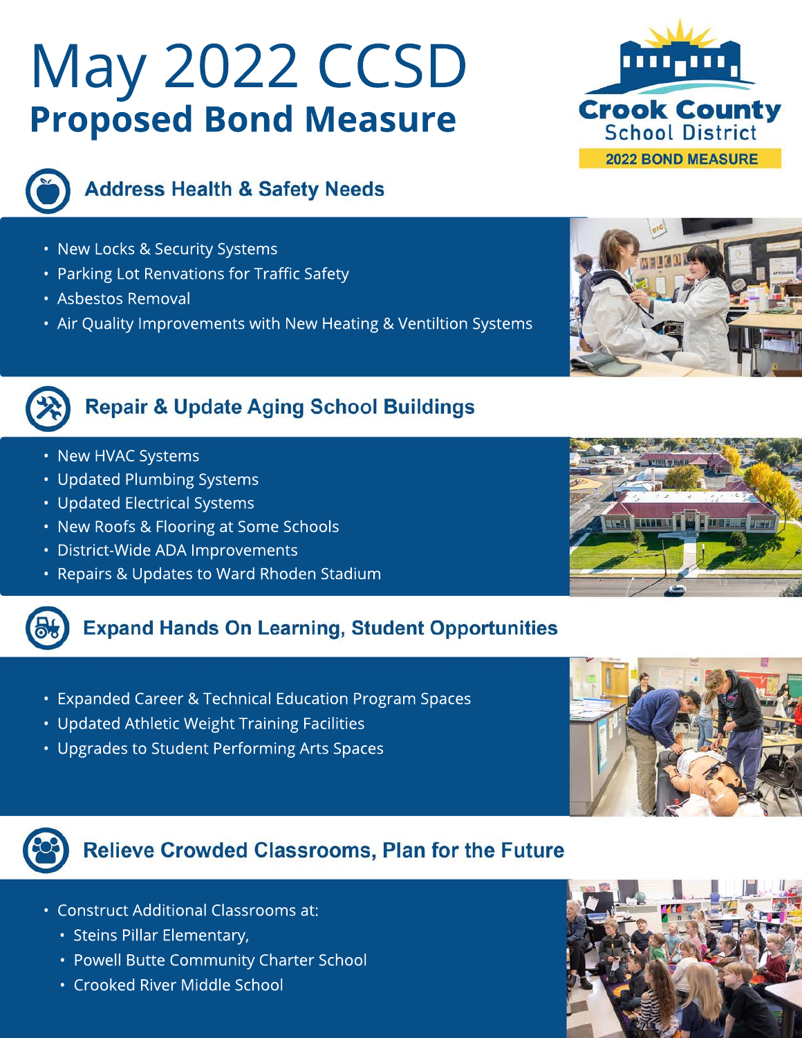# May 2022 CCSD
# Proposed Bond Measure

Crook County School District
2022 BOND MEASURE

## Address Health & Safety Needs

- New Locks & Security Systems
- Parking Lot Renvations for Traffic Safety
- Asbestos Removal
- Air Quality Improvements with New Heating & Ventiltion Systems

## Repair & Update Aging School Buildings

- New HVAC Systems
- Updated Plumbing Systems
- Updated Electrical Systems
- New Roofs & Flooring at Some Schools
- District-Wide ADA Improvements
- Repairs & Updates to Ward Rhoden Stadium

## Expand Hands On Learning, Student Opportunities

- Expanded Career & Technical Education Program Spaces
- Updated Athletic Weight Training Facilities
- Upgrades to Student Performing Arts Spaces

## Relieve Crowded Classrooms, Plan for the Future

- Construct Additional Classrooms at:
  - Steins Pillar Elementary,
  - Powell Butte Community Charter School
  - Crooked River Middle School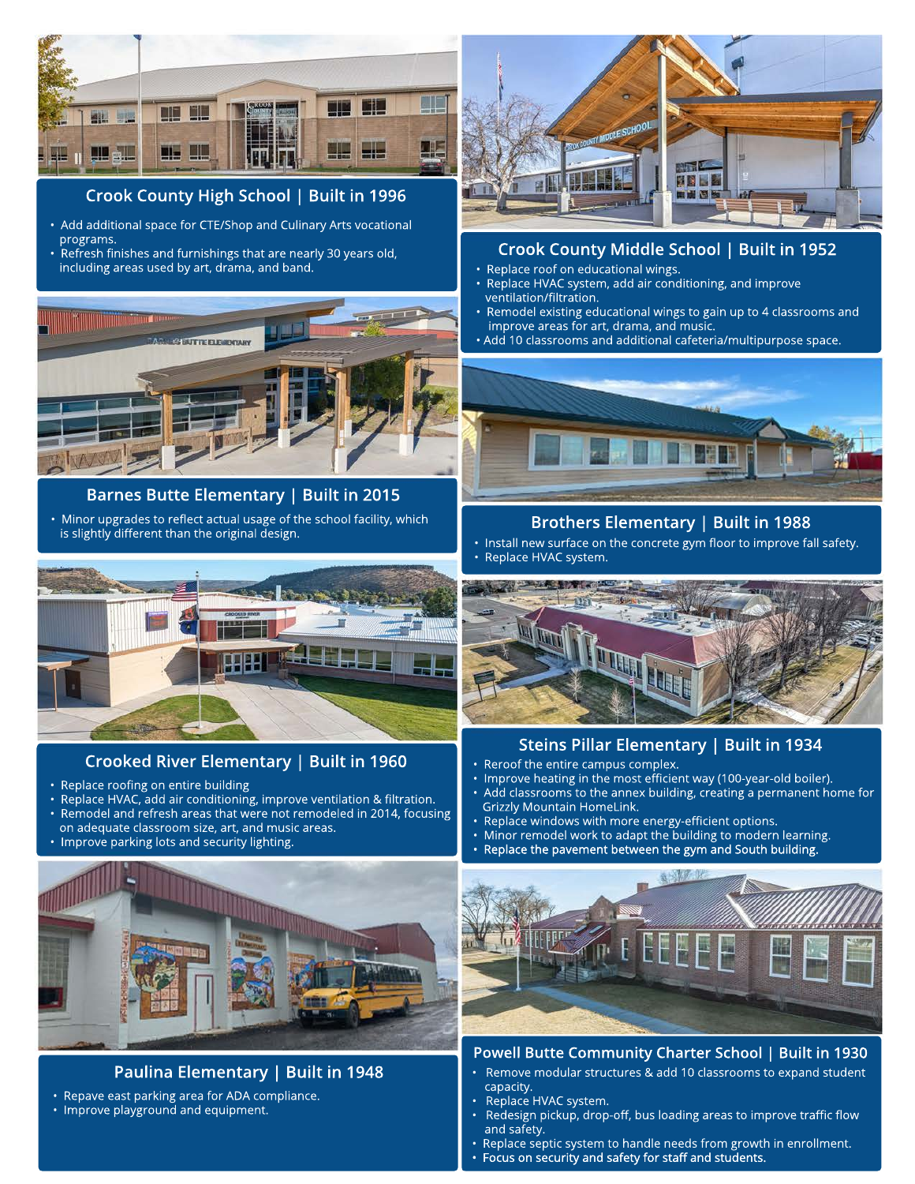## Crook County High School | Built in 1996

- Add additional space for CTE/Shop and Culinary Arts vocational programs.
- Refresh finishes and furnishings that are nearly 30 years old, including areas used by art, drama, and band.

## Crook County Middle School | Built in 1952

- Replace roof on educational wings.
- Replace HVAC system, add air conditioning, and improve ventilation/filtration.
- Remodel existing educational wings to gain up to 4 classrooms and improve areas for art, drama, and music.
- Add 10 classrooms and additional cafeteria/multipurpose space.

## Barnes Butte Elementary | Built in 2015

- Minor upgrades to reflect actual usage of the school facility, which is slightly different than the original design.

## Brothers Elementary | Built in 1988

- Install new surface on the concrete gym floor to improve fall safety.
- Replace HVAC system.

## Crooked River Elementary | Built in 1960

- Replace roofing on entire building
- Replace HVAC, add air conditioning, improve ventilation & filtration.
- Remodel and refresh areas that were not remodeled in 2014, focusing on adequate classroom size, art, and music areas.
- Improve parking lots and security lighting.

## Steins Pillar Elementary | Built in 1934

- Reroof the entire campus complex.
- Improve heating in the most efficient way (100-year-old boiler).
- Add classrooms to the annex building, creating a permanent home for Grizzly Mountain HomeLink.
- Replace windows with more energy-efficient options.
- Minor remodel work to adapt the building to modern learning.
- Replace the pavement between the gym and South building.

## Paulina Elementary | Built in 1948

- Repave east parking area for ADA compliance.
- Improve playground and equipment.

## Powell Butte Community Charter School | Built in 1930

- Remove modular structures & add 10 classrooms to expand student capacity.
- Replace HVAC system.
- Redesign pickup, drop-off, bus loading areas to improve traffic flow and safety.
- Replace septic system to handle needs from growth in enrollment.
- Focus on security and safety for staff and students.